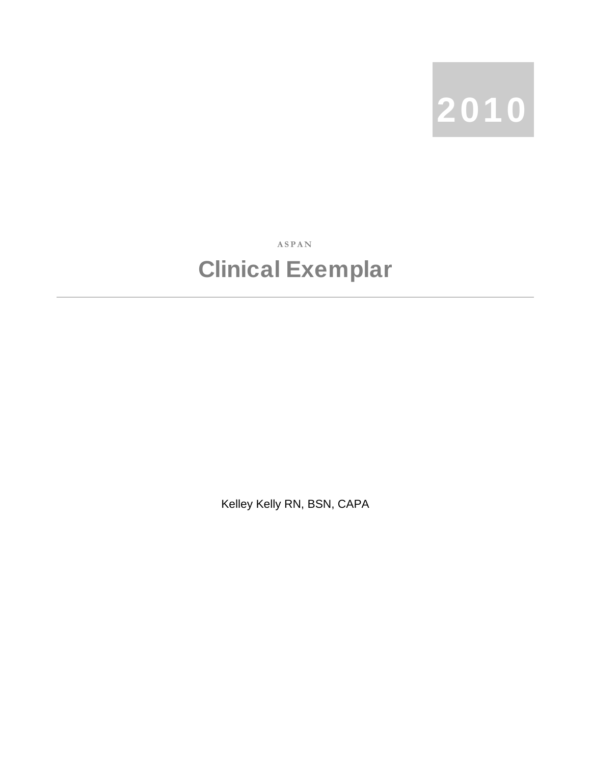2010

ASPAN

# Clinical Exemplar

---

Kelley Kelly RN, BSN, CAPA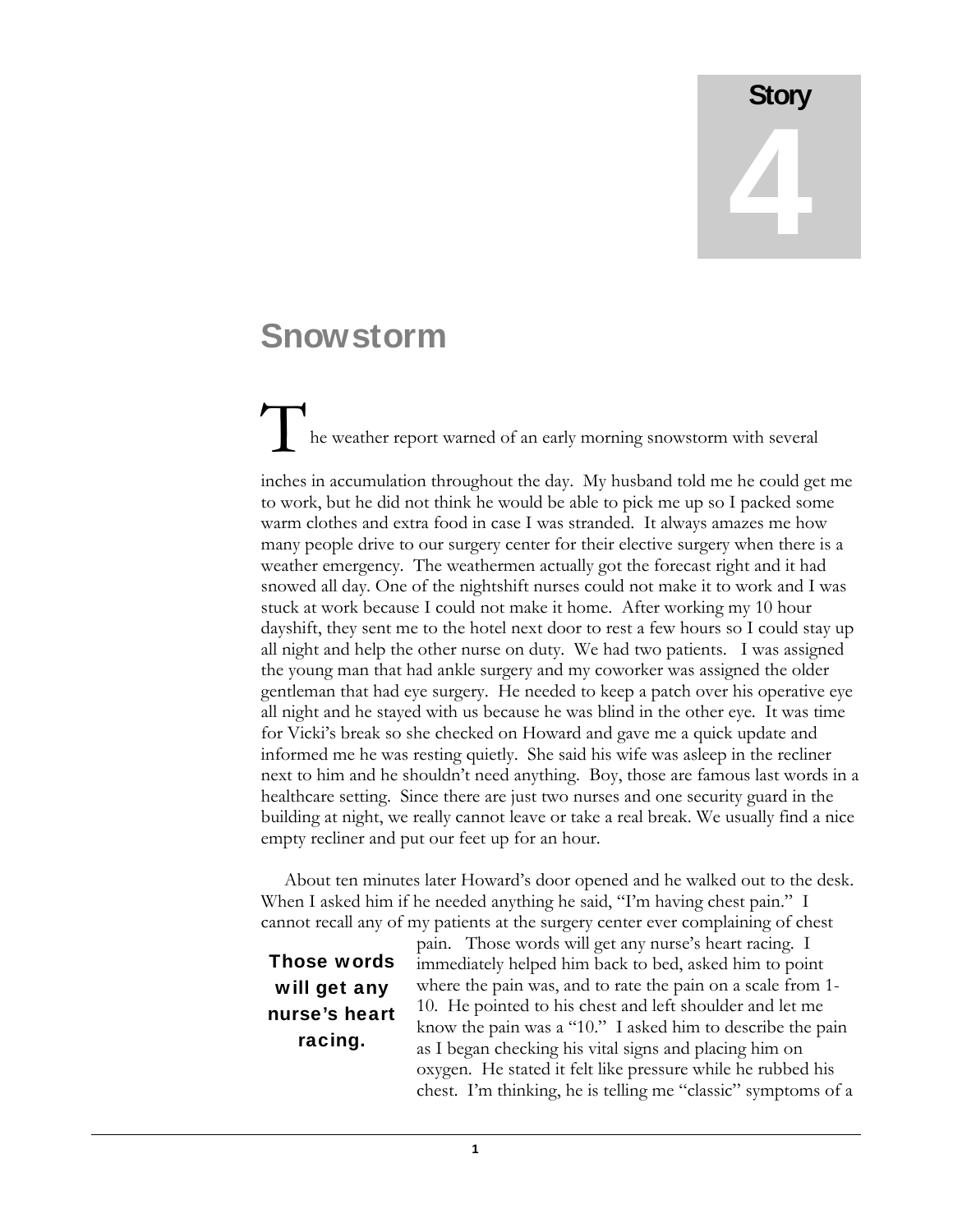**Story**

**4**

# Snowstorm

The weather report warned of an early morning snowstorm with several inches in accumulation throughout the day. My husband told me he could get me to work, but he did not think he would be able to pick me up so I packed some warm clothes and extra food in case I was stranded. It always amazes me how many people drive to our surgery center for their elective surgery when there is a weather emergency. The weathermen actually got the forecast right and it had snowed all day. One of the nightshift nurses could not make it to work and I was stuck at work because I could not make it home. After working my 10 hour dayshift, they sent me to the hotel next door to rest a few hours so I could stay up all night and help the other nurse on duty. We had two patients. I was assigned the young man that had ankle surgery and my coworker was assigned the older gentleman that had eye surgery. He needed to keep a patch over his operative eye all night and he stayed with us because he was blind in the other eye. It was time for Vicki's break so she checked on Howard and gave me a quick update and informed me he was resting quietly. She said his wife was asleep in the recliner next to him and he shouldn't need anything. Boy, those are famous last words in a healthcare setting. Since there are just two nurses and one security guard in the building at night, we really cannot leave or take a real break. We usually find a nice empty recliner and put our feet up for an hour.

About ten minutes later Howard's door opened and he walked out to the desk. When I asked him if he needed anything he said, "I'm having chest pain." I cannot recall any of my patients at the surgery center ever complaining of chest pain. Those words will get any nurse's heart racing. I immediately helped him back to bed, asked him to point where the pain was, and to rate the pain on a scale from 1-10. He pointed to his chest and left shoulder and let me know the pain was a "10." I asked him to describe the pain as I began checking his vital signs and placing him on oxygen. He stated it felt like pressure while he rubbed his chest. I'm thinking, he is telling me "classic" symptoms of a

**Those words will get any nurse's heart racing.**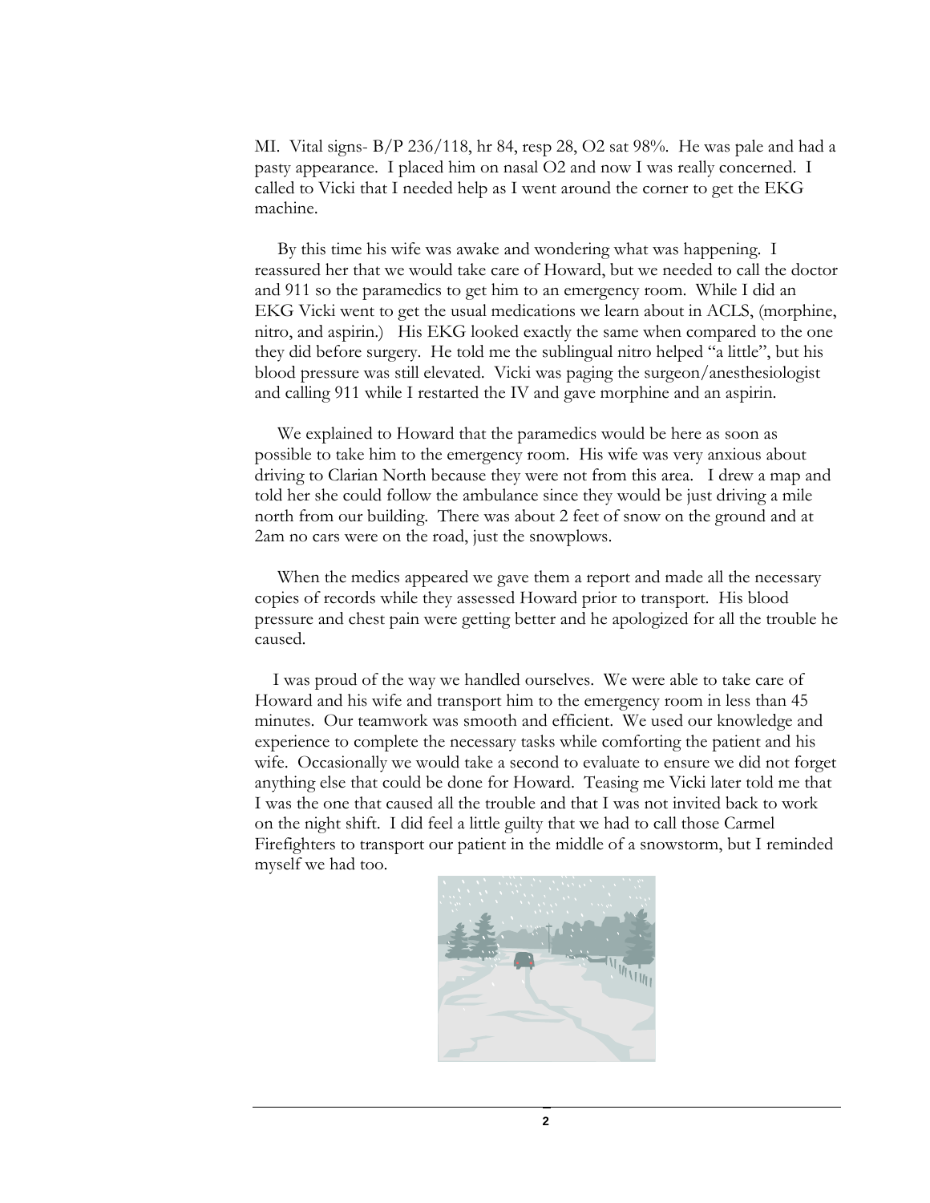MI. Vital signs- B/P 236/118, hr 84, resp 28, O2 sat 98%. He was pale and had a pasty appearance. I placed him on nasal O2 and now I was really concerned. I called to Vicki that I needed help as I went around the corner to get the EKG machine.

By this time his wife was awake and wondering what was happening. I reassured her that we would take care of Howard, but we needed to call the doctor and 911 so the paramedics to get him to an emergency room. While I did an EKG Vicki went to get the usual medications we learn about in ACLS, (morphine, nitro, and aspirin.) His EKG looked exactly the same when compared to the one they did before surgery. He told me the sublingual nitro helped "a little", but his blood pressure was still elevated. Vicki was paging the surgeon/anesthesiologist and calling 911 while I restarted the IV and gave morphine and an aspirin.

We explained to Howard that the paramedics would be here as soon as possible to take him to the emergency room. His wife was very anxious about driving to Clarian North because they were not from this area. I drew a map and told her she could follow the ambulance since they would be just driving a mile north from our building. There was about 2 feet of snow on the ground and at 2am no cars were on the road, just the snowplows.

When the medics appeared we gave them a report and made all the necessary copies of records while they assessed Howard prior to transport. His blood pressure and chest pain were getting better and he apologized for all the trouble he caused.

I was proud of the way we handled ourselves. We were able to take care of Howard and his wife and transport him to the emergency room in less than 45 minutes. Our teamwork was smooth and efficient. We used our knowledge and experience to complete the necessary tasks while comforting the patient and his wife. Occasionally we would take a second to evaluate to ensure we did not forget anything else that could be done for Howard. Teasing me Vicki later told me that I was the one that caused all the trouble and that I was not invited back to work on the night shift. I did feel a little guilty that we had to call those Carmel Firefighters to transport our patient in the middle of a snowstorm, but I reminded myself we had too.